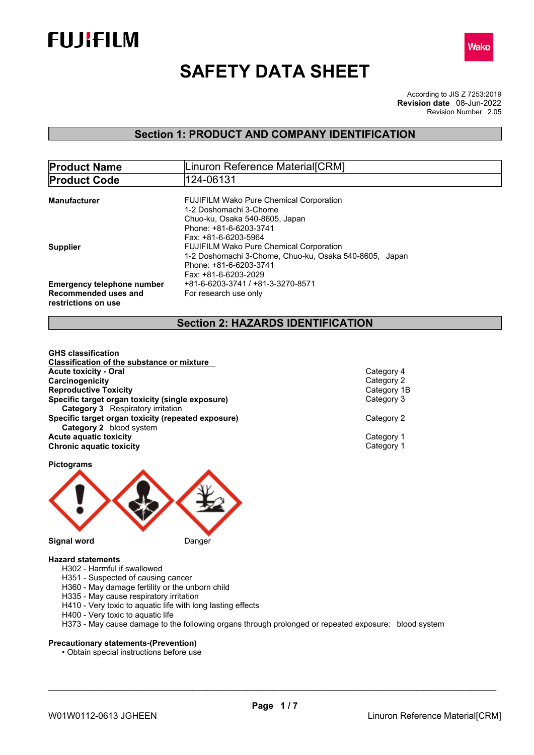FUJIFILM

Wako

# SAFETY DATA SHEET

According to JIS Z 7253:2019
**Revision date** 08-Jun-2022
Revision Number 2.05

## Section 1: PRODUCT AND COMPANY IDENTIFICATION

| **Product Name** | Linuron Reference Material[CRM] |
|---|---|
| **Product Code** | 124-06131 |

**Manufacturer**
FUJIFILM Wako Pure Chemical Corporation
1-2 Doshomachi 3-Chome
Chuo-ku, Osaka 540-8605, Japan
Phone: +81-6-6203-3741
Fax: +81-6-6203-5964

**Supplier**
FUJIFILM Wako Pure Chemical Corporation
1-2 Doshomachi 3-Chome, Chuo-ku, Osaka 540-8605, Japan
Phone: +81-6-6203-3741
Fax: +81-6-6203-2029

**Emergency telephone number** +81-6-6203-3741 / +81-3-3270-8571

**Recommended uses and restrictions on use** For research use only

## Section 2: HAZARDS IDENTIFICATION

**GHS classification**

**Classification of the substance or mixture**

| | |
|---|---|
| **Acute toxicity - Oral** | Category 4 |
| **Carcinogenicity** | Category 2 |
| **Reproductive Toxicity** | Category 1B |
| **Specific target organ toxicity (single exposure)** | Category 3 |
| **Category 3** Respiratory irritation | |
| **Specific target organ toxicity (repeated exposure)** | Category 2 |
| **Category 2** blood system | |
| **Acute aquatic toxicity** | Category 1 |
| **Chronic aquatic toxicity** | Category 1 |

**Pictograms**

**Signal word** Danger

**Hazard statements**

H302 - Harmful if swallowed
H351 - Suspected of causing cancer
H360 - May damage fertility or the unborn child
H335 - May cause respiratory irritation
H410 - Very toxic to aquatic life with long lasting effects
H400 - Very toxic to aquatic life
H373 - May cause damage to the following organs through prolonged or repeated exposure: blood system

**Precautionary statements-(Prevention)**

- Obtain special instructions before use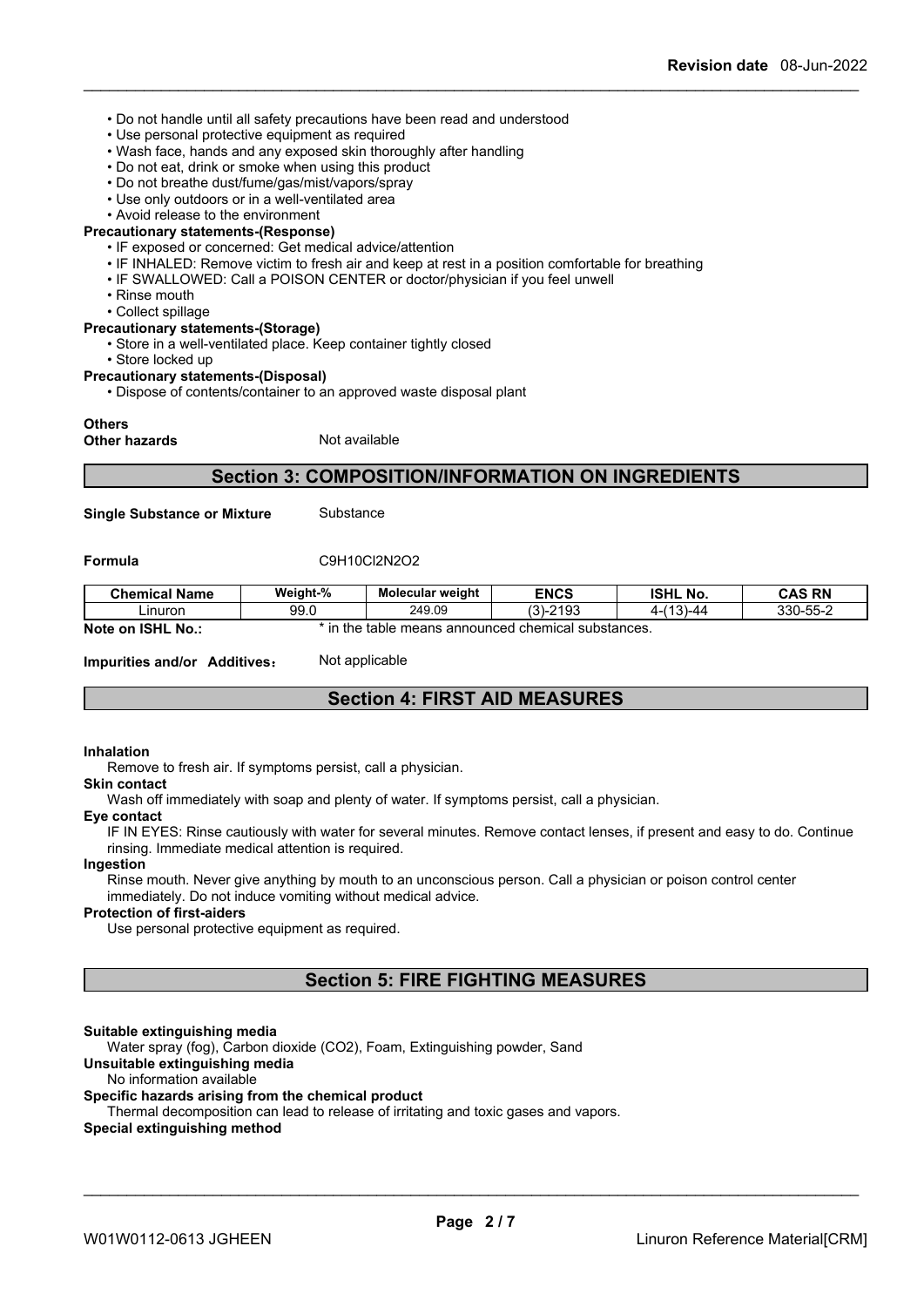• Do not handle until all safety precautions have been read and understood
• Use personal protective equipment as required
• Wash face, hands and any exposed skin thoroughly after handling
• Do not eat, drink or smoke when using this product
• Do not breathe dust/fume/gas/mist/vapors/spray
• Use only outdoors or in a well-ventilated area
• Avoid release to the environment

**Precautionary statements-(Response)**

• IF exposed or concerned: Get medical advice/attention
• IF INHALED: Remove victim to fresh air and keep at rest in a position comfortable for breathing
• IF SWALLOWED: Call a POISON CENTER or doctor/physician if you feel unwell
• Rinse mouth
• Collect spillage

**Precautionary statements-(Storage)**

• Store in a well-ventilated place. Keep container tightly closed
• Store locked up

**Precautionary statements-(Disposal)**

• Dispose of contents/container to an approved waste disposal plant

**Others**

**Other hazards** Not available

## Section 3: COMPOSITION/INFORMATION ON INGREDIENTS

**Single Substance or Mixture** Substance

**Formula** C9H10Cl2N2O2

| Chemical Name | Weight-% | Molecular weight | ENCS | ISHL No. | CAS RN |
|---|---|---|---|---|---|
| Linuron | 99.0 | 249.09 | (3)-2193 | 4-(13)-44 | 330-55-2 |

**Note on ISHL No.:** * in the table means announced chemical substances.

**Impurities and/or Additives:** Not applicable

## Section 4: FIRST AID MEASURES

**Inhalation**

Remove to fresh air. If symptoms persist, call a physician.

**Skin contact**

Wash off immediately with soap and plenty of water. If symptoms persist, call a physician.

**Eye contact**

IF IN EYES: Rinse cautiously with water for several minutes. Remove contact lenses, if present and easy to do. Continue rinsing. Immediate medical attention is required.

**Ingestion**

Rinse mouth. Never give anything by mouth to an unconscious person. Call a physician or poison control center immediately. Do not induce vomiting without medical advice.

**Protection of first-aiders**

Use personal protective equipment as required.

## Section 5: FIRE FIGHTING MEASURES

**Suitable extinguishing media**

Water spray (fog), Carbon dioxide (CO2), Foam, Extinguishing powder, Sand

**Unsuitable extinguishing media**

No information available

**Specific hazards arising from the chemical product**

Thermal decomposition can lead to release of irritating and toxic gases and vapors.

**Special extinguishing method**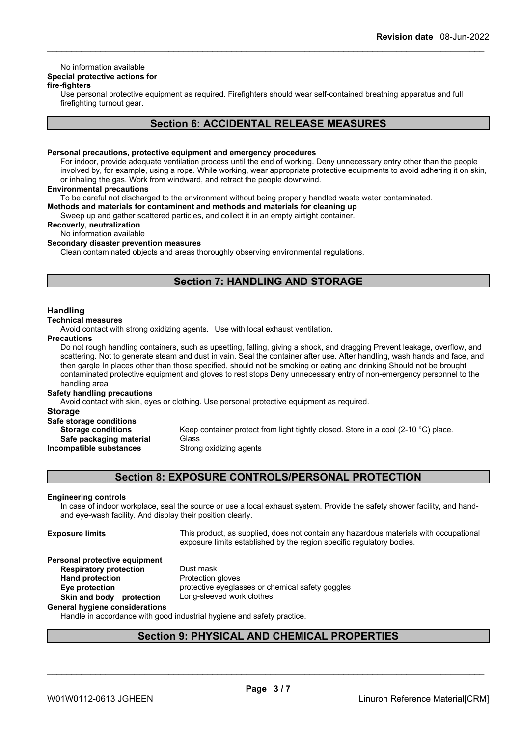No information available

**Special protective actions for fire-fighters**

Use personal protective equipment as required. Firefighters should wear self-contained breathing apparatus and full firefighting turnout gear.

## Section 6: ACCIDENTAL RELEASE MEASURES

**Personal precautions, protective equipment and emergency procedures**

For indoor, provide adequate ventilation process until the end of working. Deny unnecessary entry other than the people involved by, for example, using a rope. While working, wear appropriate protective equipments to avoid adhering it on skin, or inhaling the gas. Work from windward, and retract the people downwind.

**Environmental precautions**

To be careful not discharged to the environment without being properly handled waste water contaminated.

**Methods and materials for contaminent and methods and materials for cleaning up**

Sweep up and gather scattered particles, and collect it in an empty airtight container.

**Recoverly, neutralization**

No information available

**Secondary disaster prevention measures**

Clean contaminated objects and areas thoroughly observing environmental regulations.

## Section 7: HANDLING AND STORAGE

**Handling**

**Technical measures**

Avoid contact with strong oxidizing agents. Use with local exhaust ventilation.

**Precautions**

Do not rough handling containers, such as upsetting, falling, giving a shock, and dragging Prevent leakage, overflow, and scattering. Not to generate steam and dust in vain. Seal the container after use. After handling, wash hands and face, and then gargle In places other than those specified, should not be smoking or eating and drinking Should not be brought contaminated protective equipment and gloves to rest stops Deny unnecessary entry of non-emergency personnel to the handling area

**Safety handling precautions**

Avoid contact with skin, eyes or clothing. Use personal protective equipment as required.

**Storage**

**Safe storage conditions**

| | |
|---|---|
| **Storage conditions** | Keep container protect from light tightly closed. Store in a cool (2-10 °C) place. |
| **Safe packaging material** | Glass |
| **Incompatible substances** | Strong oxidizing agents |

## Section 8: EXPOSURE CONTROLS/PERSONAL PROTECTION

**Engineering controls**

In case of indoor workplace, seal the source or use a local exhaust system. Provide the safety shower facility, and hand- and eye-wash facility. And display their position clearly.

| | |
|---|---|
| **Exposure limits** | This product, as supplied, does not contain any hazardous materials with occupational exposure limits established by the region specific regulatory bodies. |

**Personal protective equipment**

| | |
|---|---|
| **Respiratory protection** | Dust mask |
| **Hand protection** | Protection gloves |
| **Eye protection** | protective eyeglasses or chemical safety goggles |
| **Skin and body protection** | Long-sleeved work clothes |

**General hygiene considerations**

Handle in accordance with good industrial hygiene and safety practice.

## Section 9: PHYSICAL AND CHEMICAL PROPERTIES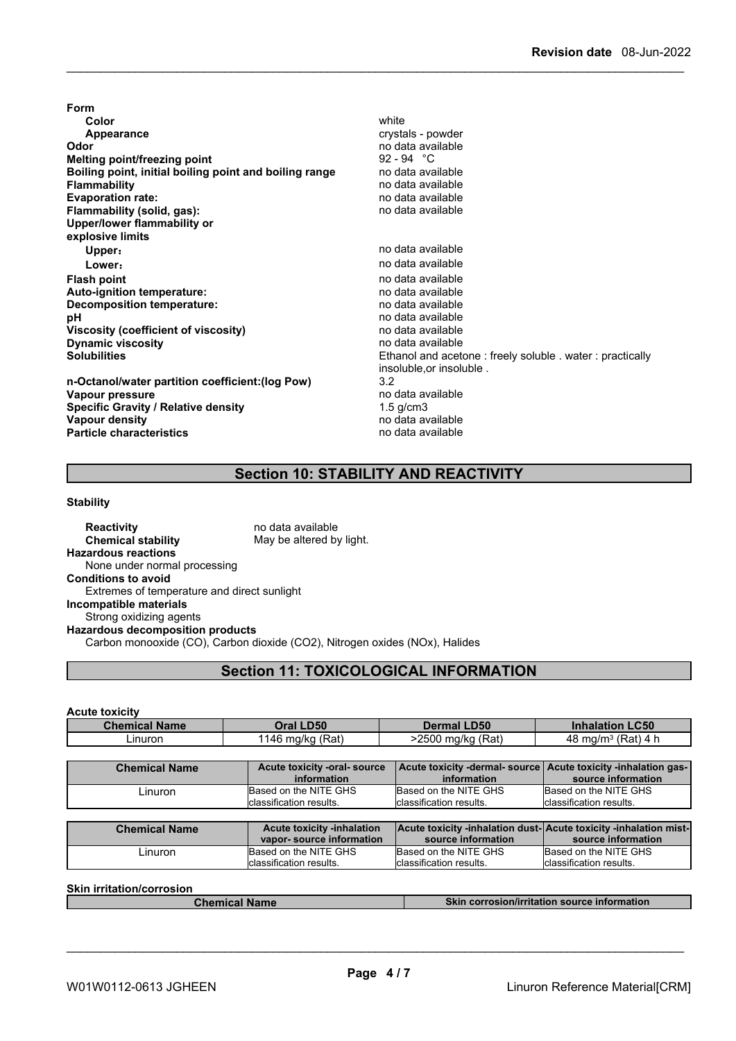**Form**

| | |
|---|---|
| **Color** | white |
| **Appearance** | crystals - powder |
| **Odor** | no data available |
| **Melting point/freezing point** | 92 - 94 °C |
| **Boiling point, initial boiling point and boiling range** | no data available |
| **Flammability** | no data available |
| **Evaporation rate:** | no data available |
| **Flammability (solid, gas):** | no data available |
| **Upper/lower flammability or explosive limits** | |
| **Upper:** | no data available |
| **Lower:** | no data available |
| **Flash point** | no data available |
| **Auto-ignition temperature:** | no data available |
| **Decomposition temperature:** | no data available |
| **pH** | no data available |
| **Viscosity (coefficient of viscosity)** | no data available |
| **Dynamic viscosity** | no data available |
| **Solubilities** | Ethanol and acetone : freely soluble . water : practically insoluble,or insoluble . |
| **n-Octanol/water partition coefficient:(log Pow)** | 3.2 |
| **Vapour pressure** | no data available |
| **Specific Gravity / Relative density** | 1.5 g/cm3 |
| **Vapour density** | no data available |
| **Particle characteristics** | no data available |

## Section 10: STABILITY AND REACTIVITY

**Stability**

**Reactivity** no data available
**Chemical stability** May be altered by light.

**Hazardous reactions**
None under normal processing

**Conditions to avoid**
Extremes of temperature and direct sunlight

**Incompatible materials**
Strong oxidizing agents

**Hazardous decomposition products**
Carbon monooxide (CO), Carbon dioxide ($CO_2$), Nitrogen oxides (NOx), Halides

## Section 11: TOXICOLOGICAL INFORMATION

**Acute toxicity**

| Chemical Name | Oral LD50 | Dermal LD50 | Inhalation LC50 |
|---|---|---|---|
| Linuron | 1146 mg/kg (Rat) | >2500 mg/kg (Rat) | 48 mg/m$^3$ (Rat) 4 h |

| Chemical Name | Acute toxicity -oral- source information | Acute toxicity -dermal- source information | Acute toxicity -inhalation gas- source information |
|---|---|---|---|
| Linuron | Based on the NITE GHS classification results. | Based on the NITE GHS classification results. | Based on the NITE GHS classification results. |

| Chemical Name | Acute toxicity -inhalation vapor- source information | Acute toxicity -inhalation dust- source information | Acute toxicity -inhalation mist- source information |
|---|---|---|---|
| Linuron | Based on the NITE GHS classification results. | Based on the NITE GHS classification results. | Based on the NITE GHS classification results. |

**Skin irritation/corrosion**

| Chemical Name | Skin corrosion/irritation source information |
|---|---|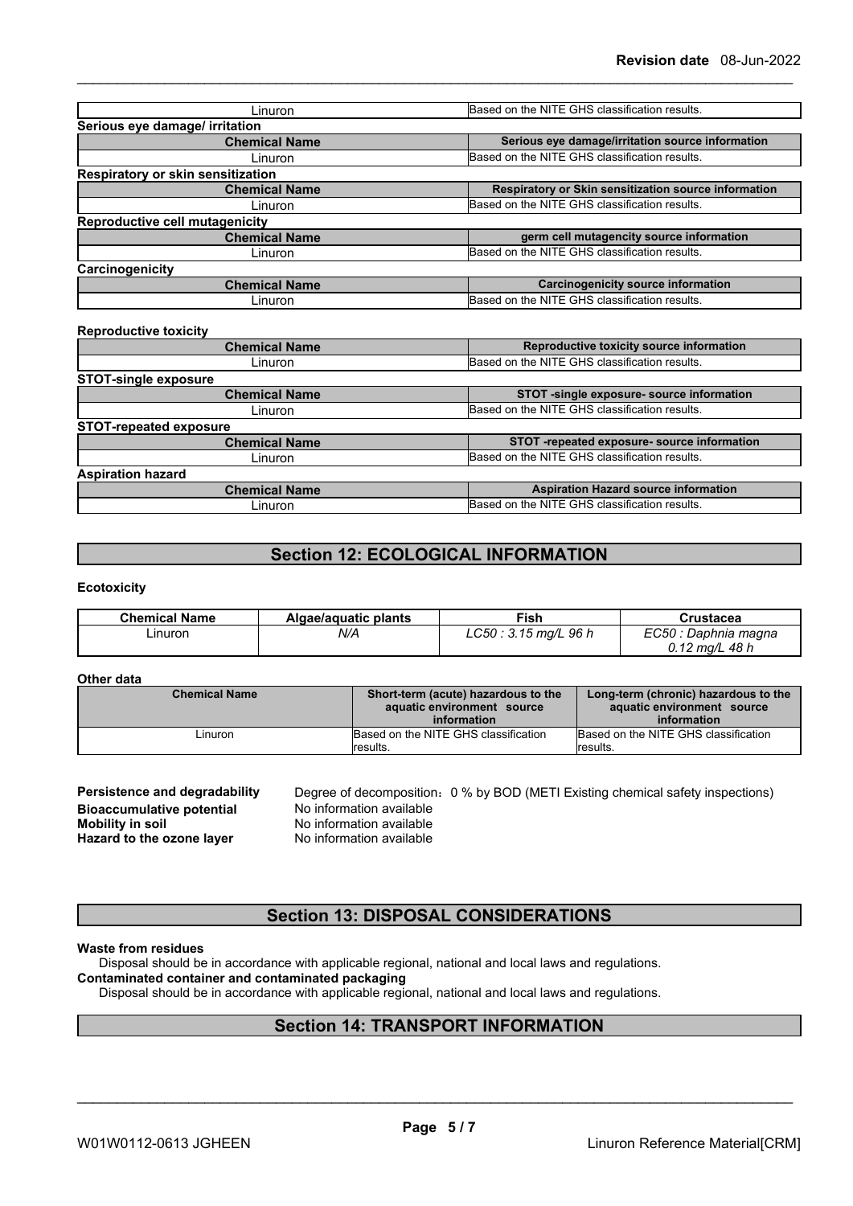| Linuron | Based on the NITE GHS classification results. |
|---|---|

**Serious eye damage/ irritation**

| Chemical Name | Serious eye damage/irritation source information |
|---|---|
| Linuron | Based on the NITE GHS classification results. |

**Respiratory or skin sensitization**

| Chemical Name | Respiratory or Skin sensitization source information |
|---|---|
| Linuron | Based on the NITE GHS classification results. |

**Reproductive cell mutagenicity**

| Chemical Name | germ cell mutagencity source information |
|---|---|
| Linuron | Based on the NITE GHS classification results. |

**Carcinogenicity**

| Chemical Name | Carcinogenicity source information |
|---|---|
| Linuron | Based on the NITE GHS classification results. |

**Reproductive toxicity**

| Chemical Name | Reproductive toxicity source information |
|---|---|
| Linuron | Based on the NITE GHS classification results. |

**STOT-single exposure**

| Chemical Name | STOT -single exposure- source information |
|---|---|
| Linuron | Based on the NITE GHS classification results. |

**STOT-repeated exposure**

| Chemical Name | STOT -repeated exposure- source information |
|---|---|
| Linuron | Based on the NITE GHS classification results. |

**Aspiration hazard**

| Chemical Name | Aspiration Hazard source information |
|---|---|
| Linuron | Based on the NITE GHS classification results. |

## Section 12: ECOLOGICAL INFORMATION

**Ecotoxicity**

| Chemical Name | Algae/aquatic plants | Fish | Crustacea |
|---|---|---|---|
| Linuron | *N/A* | *LC50 : 3.15 mg/L 96 h* | *EC50 : Daphnia magna 0.12 mg/L 48 h* |

**Other data**

| Chemical Name | Short-term (acute) hazardous to the aquatic environment source information | Long-term (chronic) hazardous to the aquatic environment source information |
|---|---|---|
| Linuron | Based on the NITE GHS classification results. | Based on the NITE GHS classification results. |

**Persistence and degradability** Degree of decomposition：0 % by BOD (METI Existing chemical safety inspections)
**Bioaccumulative potential** No information available
**Mobility in soil** No information available
**Hazard to the ozone layer** No information available

## Section 13: DISPOSAL CONSIDERATIONS

**Waste from residues**
Disposal should be in accordance with applicable regional, national and local laws and regulations.
**Contaminated container and contaminated packaging**
Disposal should be in accordance with applicable regional, national and local laws and regulations.

## Section 14: TRANSPORT INFORMATION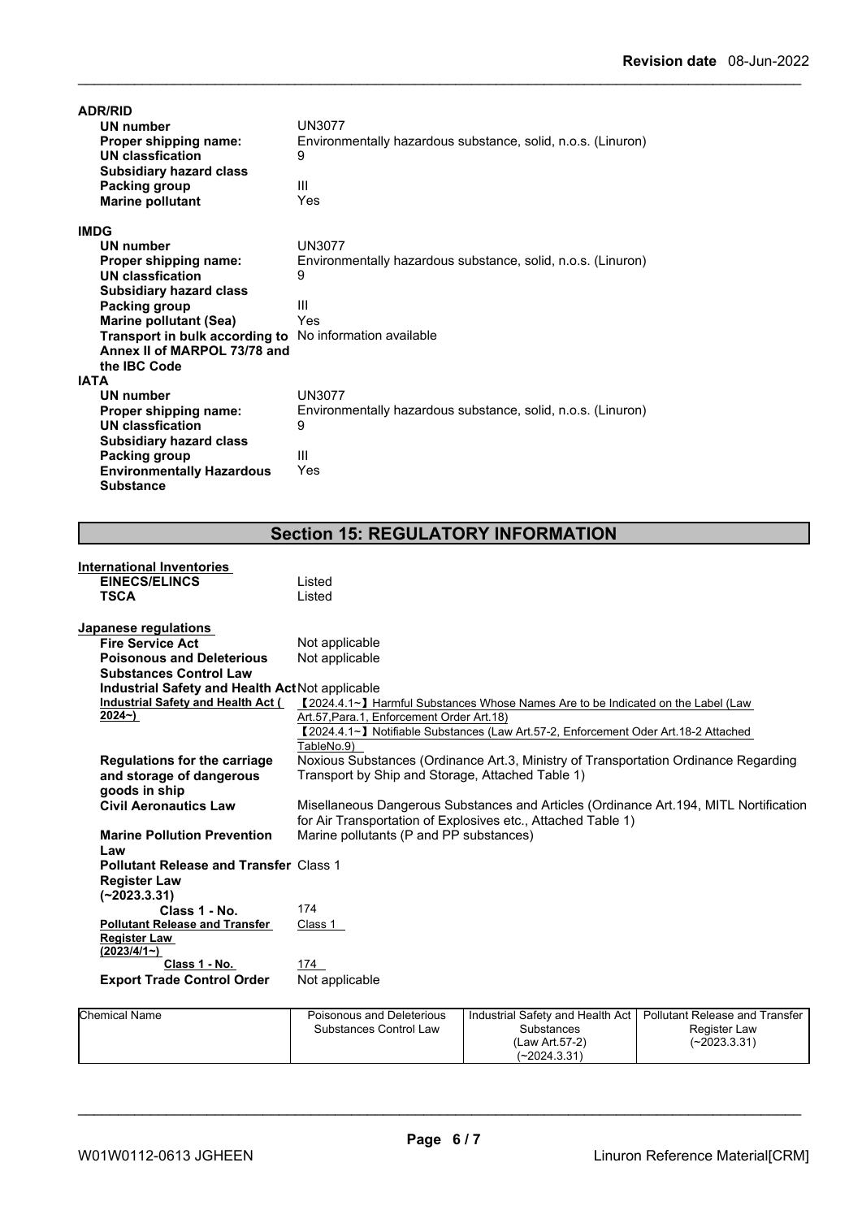**ADR/RID**

| | |
|---|---|
| **UN number** | UN3077 |
| **Proper shipping name:** | Environmentally hazardous substance, solid, n.o.s. (Linuron) |
| **UN classfication** | 9 |
| **Subsidiary hazard class** | |
| **Packing group** | III |
| **Marine pollutant** | Yes |

**IMDG**

| | |
|---|---|
| **UN number** | UN3077 |
| **Proper shipping name:** | Environmentally hazardous substance, solid, n.o.s. (Linuron) |
| **UN classfication** | 9 |
| **Subsidiary hazard class** | |
| **Packing group** | III |
| **Marine pollutant (Sea)** | Yes |
| **Transport in bulk according to Annex II of MARPOL 73/78 and the IBC Code** | No information available |

**IATA**

| | |
|---|---|
| **UN number** | UN3077 |
| **Proper shipping name:** | Environmentally hazardous substance, solid, n.o.s. (Linuron) |
| **UN classfication** | 9 |
| **Subsidiary hazard class** | |
| **Packing group** | III |
| **Environmentally Hazardous Substance** | Yes |

## Section 15: REGULATORY INFORMATION

**International Inventories**

| | |
|---|---|
| **EINECS/ELINCS** | Listed |
| **TSCA** | Listed |

**Japanese regulations**

| | |
|---|---|
| **Fire Service Act** | Not applicable |
| **Poisonous and Deleterious Substances Control Law** | Not applicable |
| **Industrial Safety and Health Act** | Not applicable |
| **Industrial Safety and Health Act (2024~)** | 【2024.4.1~】Harmful Substances Whose Names Are to be Indicated on the Label (Law Art.57,Para.1, Enforcement Order Art.18)<br>【2024.4.1~】Notifiable Substances (Law Art.57-2, Enforcement Oder Art.18-2 Attached TableNo.9) |
| **Regulations for the carriage and storage of dangerous goods in ship** | Noxious Substances (Ordinance Art.3, Ministry of Transportation Ordinance Regarding Transport by Ship and Storage, Attached Table 1) |
| **Civil Aeronautics Law** | Misellaneous Dangerous Substances and Articles (Ordinance Art.194, MITL Nortification for Air Transportation of Explosives etc., Attached Table 1) |
| **Marine Pollution Prevention Law** | Marine pollutants (P and PP substances) |
| **Pollutant Release and Transfer Register Law (~2023.3.31)** | Class 1 |
| **Class 1 - No.** | 174 |
| **Pollutant Release and Transfer Register Law (2023/4/1~)** | Class 1 |
| **Class 1 - No.** | 174 |
| **Export Trade Control Order** | Not applicable |

| Chemical Name | Poisonous and Deleterious Substances Control Law | Industrial Safety and Health Act Substances (Law Art.57-2) (~2024.3.31) | Pollutant Release and Transfer Register Law (~2023.3.31) |
|---|---|---|---|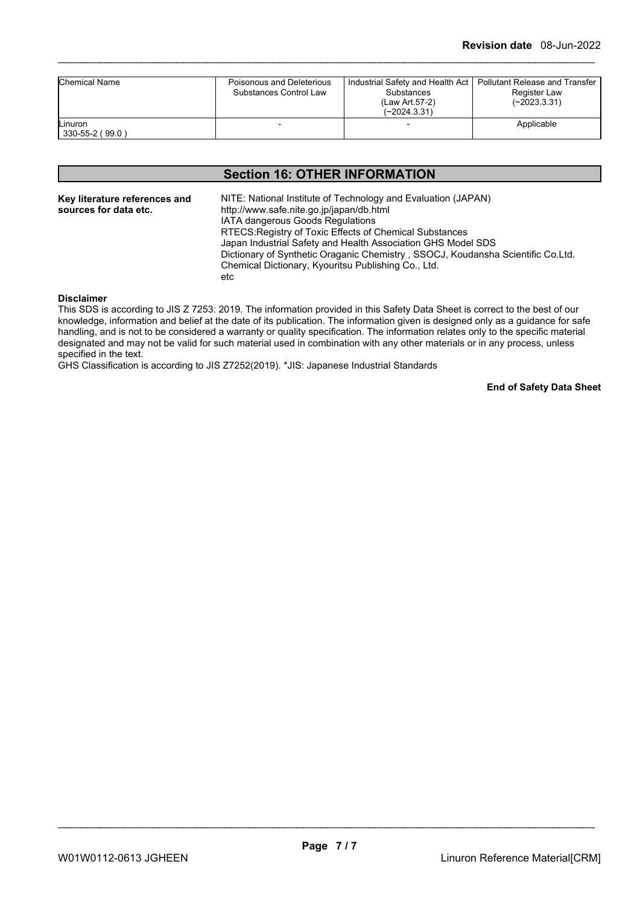| Chemical Name | Poisonous and Deleterious Substances Control Law | Industrial Safety and Health Act Substances (Law Art.57-2) (~2024.3.31) | Pollutant Release and Transfer Register Law (~2023.3.31) |
|---|---|---|---|
| Linuron 330-55-2 ( 99.0 ) | - | - | Applicable |

## Section 16: OTHER INFORMATION

**Key literature references and sources for data etc.**

NITE: National Institute of Technology and Evaluation (JAPAN)
http://www.safe.nite.go.jp/japan/db.html
IATA dangerous Goods Regulations
RTECS:Registry of Toxic Effects of Chemical Substances
Japan Industrial Safety and Health Association GHS Model SDS
Dictionary of Synthetic Oraganic Chemistry , SSOCJ, Koudansha Scientific Co.Ltd.
Chemical Dictionary, Kyouritsu Publishing Co., Ltd.
etc

**Disclaimer**

This SDS is according to JIS Z 7253: 2019. The information provided in this Safety Data Sheet is correct to the best of our knowledge, information and belief at the date of its publication. The information given is designed only as a guidance for safe handling, and is not to be considered a warranty or quality specification. The information relates only to the specific material designated and may not be valid for such material used in combination with any other materials or in any process, unless specified in the text.
GHS Classification is according to JIS Z7252(2019). *JIS: Japanese Industrial Standards

**End of Safety Data Sheet**